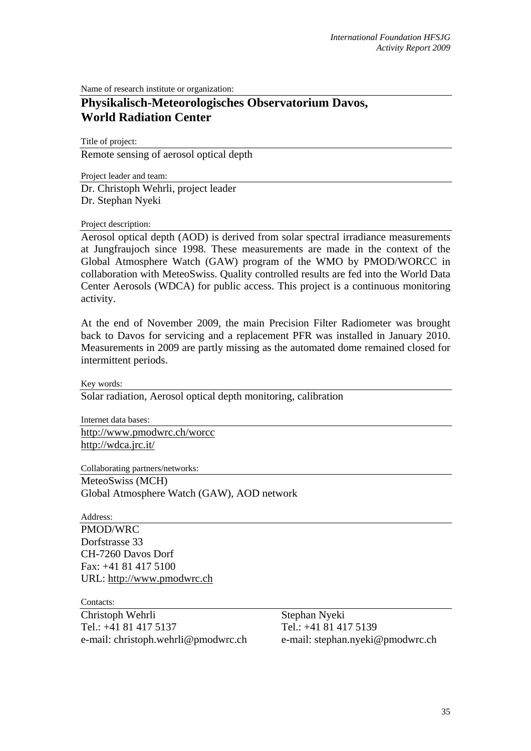Name of research institute or organization:

# Physikalisch-Meteorologisches Observatorium Davos, World Radiation Center

Title of project:

Remote sensing of aerosol optical depth

Project leader and team:

Dr. Christoph Wehrli, project leader
Dr. Stephan Nyeki

Project description:

Aerosol optical depth (AOD) is derived from solar spectral irradiance measurements at Jungfraujoch since 1998. These measurements are made in the context of the Global Atmosphere Watch (GAW) program of the WMO by PMOD/WORCC in collaboration with MeteoSwiss. Quality controlled results are fed into the World Data Center Aerosols (WDCA) for public access. This project is a continuous monitoring activity.

At the end of November 2009, the main Precision Filter Radiometer was brought back to Davos for servicing and a replacement PFR was installed in January 2010. Measurements in 2009 are partly missing as the automated dome remained closed for intermittent periods.

Key words:

Solar radiation, Aerosol optical depth monitoring, calibration

Internet data bases:

http://www.pmodwrc.ch/worcc
http://wdca.jrc.it/

Collaborating partners/networks:

MeteoSwiss (MCH)
Global Atmosphere Watch (GAW), AOD network

Address:

PMOD/WRC
Dorfstrasse 33
CH-7260 Davos Dorf
Fax: +41 81 417 5100
URL: http://www.pmodwrc.ch

Contacts:

Christoph Wehrli
Tel.: +41 81 417 5137
e-mail: christoph.wehrli@pmodwrc.ch

Stephan Nyeki
Tel.: +41 81 417 5139
e-mail: stephan.nyeki@pmodwrc.ch